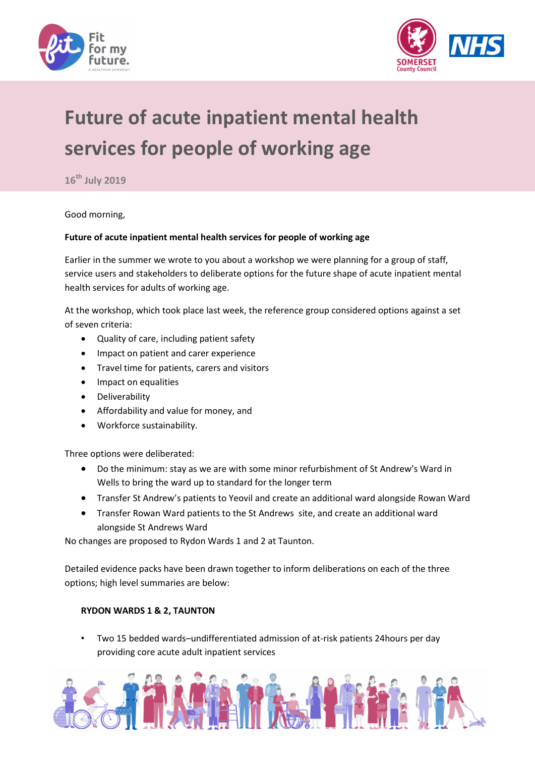# Future of acute inpatient mental health services for people of working age

16th July 2019

Good morning,

**Future of acute inpatient mental health services for people of working age**

Earlier in the summer we wrote to you about a workshop we were planning for a group of staff, service users and stakeholders to deliberate options for the future shape of acute inpatient mental health services for adults of working age.

At the workshop, which took place last week, the reference group considered options against a set of seven criteria:

- Quality of care, including patient safety
- Impact on patient and carer experience
- Travel time for patients, carers and visitors
- Impact on equalities
- Deliverability
- Affordability and value for money, and
- Workforce sustainability.

Three options were deliberated:

- Do the minimum: stay as we are with some minor refurbishment of St Andrew's Ward in Wells to bring the ward up to standard for the longer term
- Transfer St Andrew's patients to Yeovil and create an additional ward alongside Rowan Ward
- Transfer Rowan Ward patients to the St Andrews site, and create an additional ward alongside St Andrews Ward

No changes are proposed to Rydon Wards 1 and 2 at Taunton.

Detailed evidence packs have been drawn together to inform deliberations on each of the three options; high level summaries are below:

**RYDON WARDS 1 & 2, TAUNTON**

- Two 15 bedded wards–undifferentiated admission of at-risk patients 24hours per day providing core acute adult inpatient services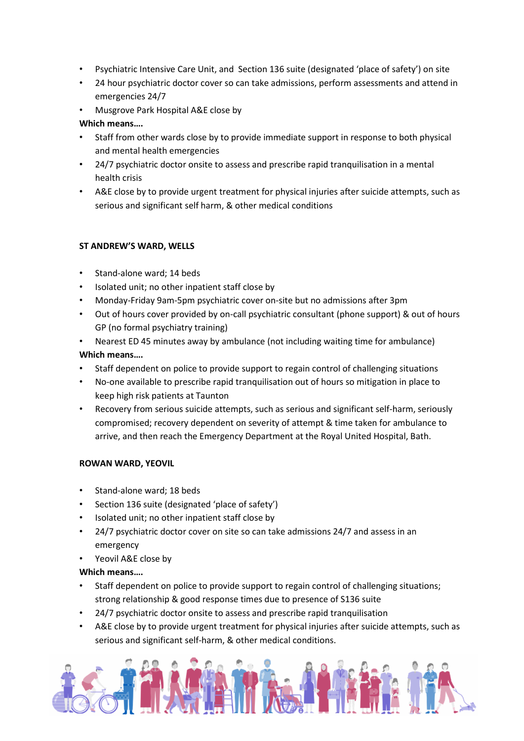- Psychiatric Intensive Care Unit, and  Section 136 suite (designated 'place of safety') on site
- 24 hour psychiatric doctor cover so can take admissions, perform assessments and attend in emergencies 24/7
- Musgrove Park Hospital A&E close by

**Which means….**

- Staff from other wards close by to provide immediate support in response to both physical and mental health emergencies
- 24/7 psychiatric doctor onsite to assess and prescribe rapid tranquilisation in a mental health crisis
- A&E close by to provide urgent treatment for physical injuries after suicide attempts, such as serious and significant self harm, & other medical conditions

**ST ANDREW'S WARD, WELLS**

- Stand-alone ward; 14 beds
- Isolated unit; no other inpatient staff close by
- Monday-Friday 9am-5pm psychiatric cover on-site but no admissions after 3pm
- Out of hours cover provided by on-call psychiatric consultant (phone support) & out of hours GP (no formal psychiatry training)
- Nearest ED 45 minutes away by ambulance (not including waiting time for ambulance)

**Which means….**

- Staff dependent on police to provide support to regain control of challenging situations
- No-one available to prescribe rapid tranquilisation out of hours so mitigation in place to keep high risk patients at Taunton
- Recovery from serious suicide attempts, such as serious and significant self-harm, seriously compromised; recovery dependent on severity of attempt & time taken for ambulance to arrive, and then reach the Emergency Department at the Royal United Hospital, Bath.

**ROWAN WARD, YEOVIL**

- Stand-alone ward; 18 beds
- Section 136 suite (designated 'place of safety')
- Isolated unit; no other inpatient staff close by
- 24/7 psychiatric doctor cover on site so can take admissions 24/7 and assess in an emergency
- Yeovil A&E close by

**Which means….**

- Staff dependent on police to provide support to regain control of challenging situations; strong relationship & good response times due to presence of S136 suite
- 24/7 psychiatric doctor onsite to assess and prescribe rapid tranquilisation
- A&E close by to provide urgent treatment for physical injuries after suicide attempts, such as serious and significant self-harm, & other medical conditions.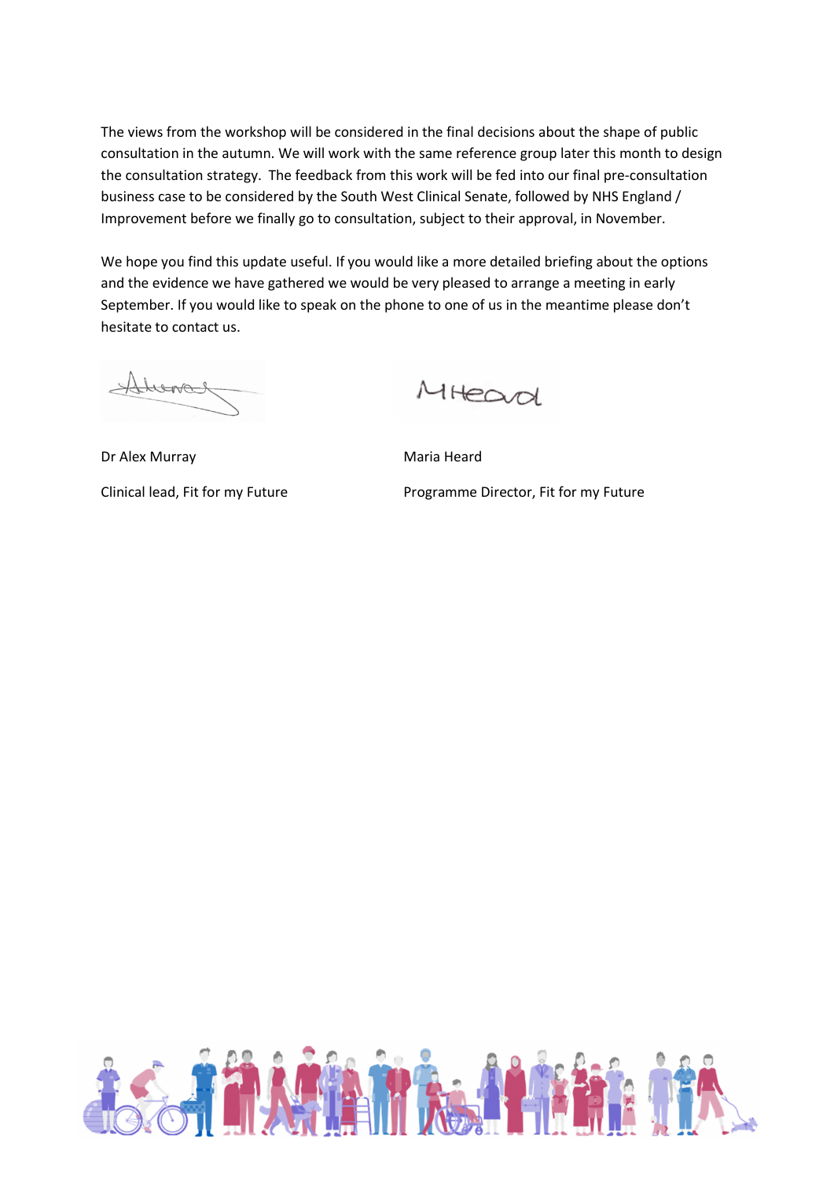The views from the workshop will be considered in the final decisions about the shape of public consultation in the autumn. We will work with the same reference group later this month to design the consultation strategy. The feedback from this work will be fed into our final pre-consultation business case to be considered by the South West Clinical Senate, followed by NHS England / Improvement before we finally go to consultation, subject to their approval, in November.

We hope you find this update useful. If you would like a more detailed briefing about the options and the evidence we have gathered we would be very pleased to arrange a meeting in early September. If you would like to speak on the phone to one of us in the meantime please don't hesitate to contact us.

| | |
|---|---|
| Dr Alex Murray | Maria Heard |
| Clinical lead, Fit for my Future | Programme Director, Fit for my Future |